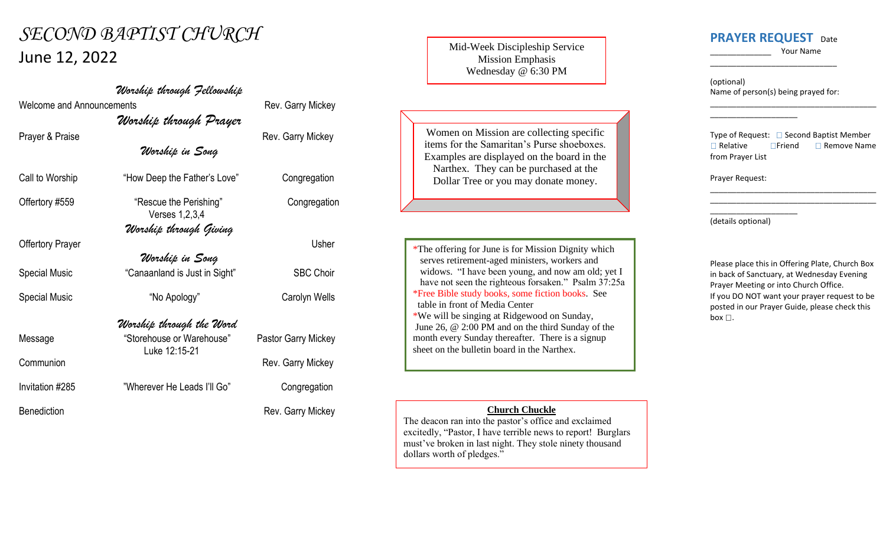# SECOND BAPTIST CHURCH

## June 12, 2022

### *Worship through Fellowship*

| | | |
|---|---|---|
| Welcome and Announcements | | Rev. Garry Mickey |

### *Worship through Prayer*

| | | |
|---|---|---|
| Prayer & Praise | | Rev. Garry Mickey |

### *Worship in Song*

| | | |
|---|---|---|
| Call to Worship | "How Deep the Father's Love" | Congregation |
| Offertory #559 | "Rescue the Perishing" Verses 1,2,3,4 | Congregation |

### *Worship through Giving*

| | | |
|---|---|---|
| Offertory Prayer | | Usher |

### *Worship in Song*

| | | |
|---|---|---|
| Special Music | "Canaanland is Just in Sight" | SBC Choir |
| Special Music | "No Apology" | Carolyn Wells |

### *Worship through the Word*

| | | |
|---|---|---|
| Message | "Storehouse or Warehouse" Luke 12:15-21 | Pastor Garry Mickey |
| Communion | | Rev. Garry Mickey |
| Invitation #285 | "Wherever He Leads I'll Go" | Congregation |
| Benediction | | Rev. Garry Mickey |

Mid-Week Discipleship Service
Mission Emphasis
Wednesday @ 6:30 PM

Women on Mission are collecting specific items for the Samaritan's Purse shoeboxes. Examples are displayed on the board in the Narthex. They can be purchased at the Dollar Tree or you may donate money.

*The offering for June is for Mission Dignity which serves retirement-aged ministers, workers and widows. "I have been young, and now am old; yet I have not seen the righteous forsaken." Psalm 37:25a

*Free Bible study books, some fiction books. See table in front of Media Center

*We will be singing at Ridgewood on Sunday, June 26, @ 2:00 PM and on the third Sunday of the month every Sunday thereafter. There is a signup sheet on the bulletin board in the Narthex.

**Church Chuckle**

The deacon ran into the pastor's office and exclaimed excitedly, "Pastor, I have terrible news to report! Burglars must've broken in last night. They stole ninety thousand dollars worth of pledges."

## PRAYER REQUEST

Date ______________ Your Name ____________________________

(optional)
Name of person(s) being prayed for: ______________________________________________________

Type of Request: ☐ Second Baptist Member ☐ Relative ☐Friend ☐ Remove Name from Prayer List

Prayer Request: ______________________________________________________________________________

(details optional)

Please place this in Offering Plate, Church Box in back of Sanctuary, at Wednesday Evening Prayer Meeting or into Church Office.
If you DO NOT want your prayer request to be posted in our Prayer Guide, please check this box ☐.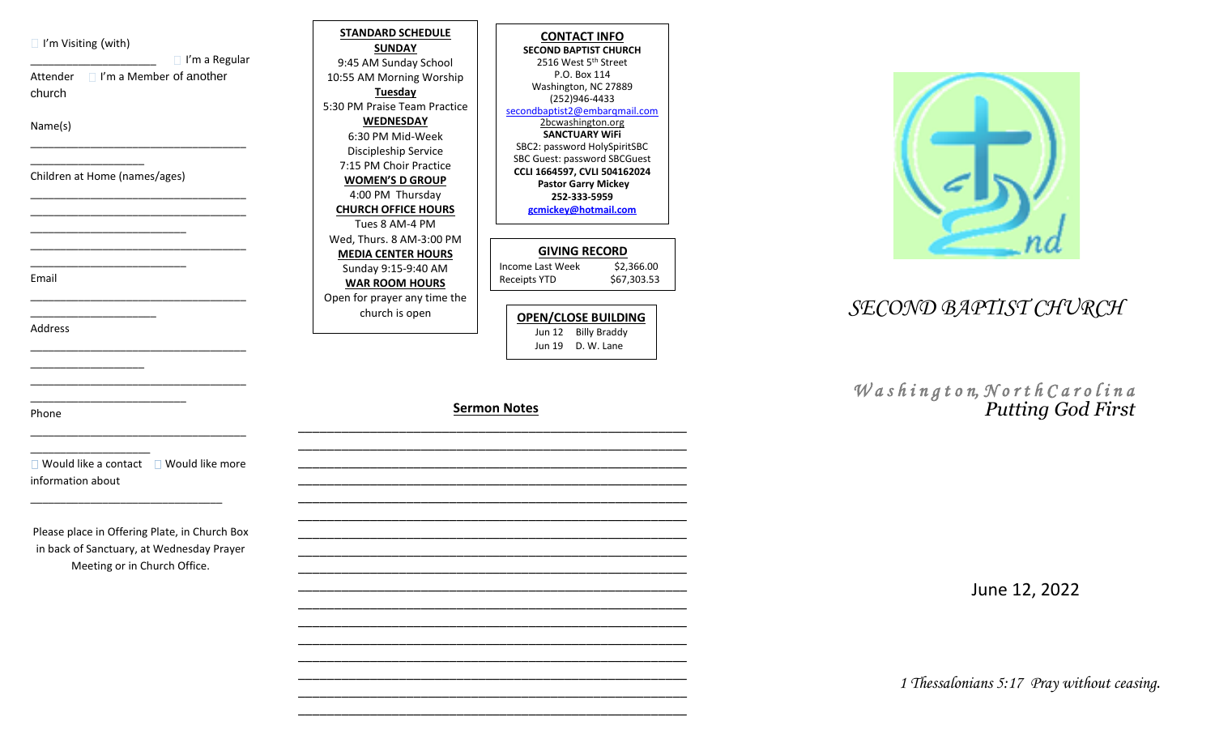☐ I'm Visiting (with)

____________________ ☐ I'm a Regular Attender ☐ I'm a Member of another church

Name(s)

__________________________________

__________________

Children at Home (names/ages)

__________________________________

__________________________________

_________________________

__________________________________

_________________________

Email

__________________________________

____________________

Address

__________________________________

__________________

__________________________________

_________________________

Phone

__________________________________

___________________

☐ Would like a contact ☐ Would like more information about

______________________________

Please place in Offering Plate, in Church Box in back of Sanctuary, at Wednesday Prayer Meeting or in Church Office.

**STANDARD SCHEDULE**

**SUNDAY**

9:45 AM Sunday School

10:55 AM Morning Worship

**Tuesday**

5:30 PM Praise Team Practice

**WEDNESDAY**

6:30 PM Mid-Week Discipleship Service

7:15 PM Choir Practice

**WOMEN'S D GROUP**

4:00 PM Thursday

**CHURCH OFFICE HOURS**

Tues 8 AM-4 PM

Wed, Thurs. 8 AM-3:00 PM

**MEDIA CENTER HOURS**

Sunday 9:15-9:40 AM

**WAR ROOM HOURS**

Open for prayer any time the church is open

**CONTACT INFO**

**SECOND BAPTIST CHURCH**

2516 West 5th Street

P.O. Box 114

Washington, NC 27889

(252)946-4433

secondbaptist2@embarqmail.com

2bcwashington.org

**SANCTUARY WiFi**

SBC2: password HolySpiritSBC

SBC Guest: password SBCGuest

**CCLI 1664597, CVLI 504162024**

**Pastor Garry Mickey**

**252-333-5959**

**gcmickey@hotmail.com**

**GIVING RECORD**

| | |
|---|---|
| Income Last Week | $2,366.00 |
| Receipts YTD | $67,303.53 |

**OPEN/CLOSE BUILDING**

| | |
|---|---|
| Jun 12 | Billy Braddy |
| Jun 19 | D. W. Lane |

**Sermon Notes**

______________________________________________________

______________________________________________________

______________________________________________________

______________________________________________________

______________________________________________________

______________________________________________________

______________________________________________________

______________________________________________________

______________________________________________________

______________________________________________________

______________________________________________________

______________________________________________________

______________________________________________________

______________________________________________________

______________________________________________________

______________________________________________________

______________________________________________________

# *SECOND BAPTIST CHURCH*

*Washington, North Carolina*

*Putting God First*

June 12, 2022

*1 Thessalonians 5:17 Pray without ceasing.*